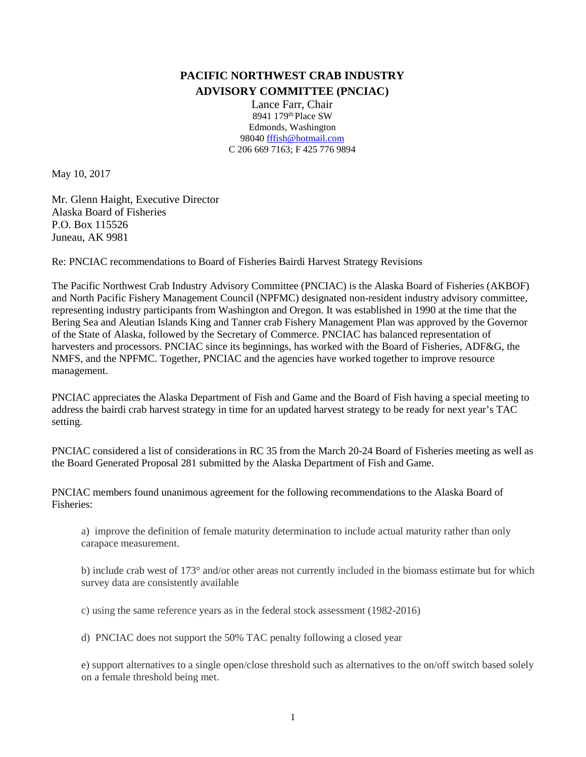# PACIFIC NORTHWEST CRAB INDUSTRY ADVISORY COMMITTEE (PNCIAC)

Lance Farr, Chair
8941 179th Place SW
Edmonds, Washington
98040 fffish@hotmail.com
C 206 669 7163; F 425 776 9894

May 10, 2017

Mr. Glenn Haight, Executive Director
Alaska Board of Fisheries
P.O. Box 115526
Juneau, AK 9981

Re: PNCIAC recommendations to Board of Fisheries Bairdi Harvest Strategy Revisions

The Pacific Northwest Crab Industry Advisory Committee (PNCIAC) is the Alaska Board of Fisheries (AKBOF) and North Pacific Fishery Management Council (NPFMC) designated non-resident industry advisory committee, representing industry participants from Washington and Oregon. It was established in 1990 at the time that the Bering Sea and Aleutian Islands King and Tanner crab Fishery Management Plan was approved by the Governor of the State of Alaska, followed by the Secretary of Commerce. PNCIAC has balanced representation of harvesters and processors. PNCIAC since its beginnings, has worked with the Board of Fisheries, ADF&G, the NMFS, and the NPFMC. Together, PNCIAC and the agencies have worked together to improve resource management.

PNCIAC appreciates the Alaska Department of Fish and Game and the Board of Fish having a special meeting to address the bairdi crab harvest strategy in time for an updated harvest strategy to be ready for next year's TAC setting.

PNCIAC considered a list of considerations in RC 35 from the March 20-24 Board of Fisheries meeting as well as the Board Generated Proposal 281 submitted by the Alaska Department of Fish and Game.

PNCIAC members found unanimous agreement for the following recommendations to the Alaska Board of Fisheries:

a) improve the definition of female maturity determination to include actual maturity rather than only carapace measurement.

b) include crab west of 173° and/or other areas not currently included in the biomass estimate but for which survey data are consistently available

c) using the same reference years as in the federal stock assessment (1982-2016)

d) PNCIAC does not support the 50% TAC penalty following a closed year

e) support alternatives to a single open/close threshold such as alternatives to the on/off switch based solely on a female threshold being met.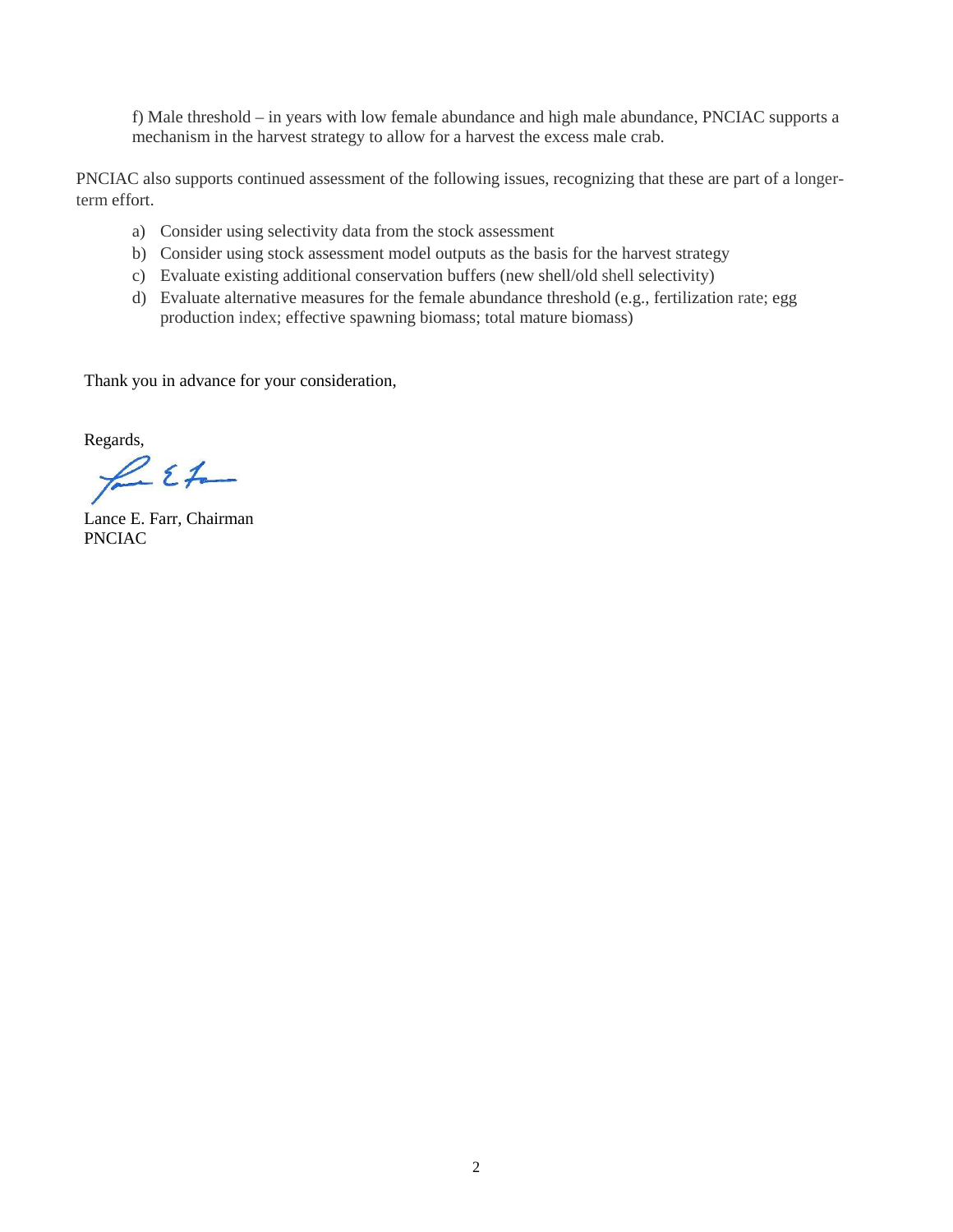f) Male threshold – in years with low female abundance and high male abundance, PNCIAC supports a mechanism in the harvest strategy to allow for a harvest the excess male crab.

PNCIAC also supports continued assessment of the following issues, recognizing that these are part of a longer-term effort.

a) Consider using selectivity data from the stock assessment
b) Consider using stock assessment model outputs as the basis for the harvest strategy
c) Evaluate existing additional conservation buffers (new shell/old shell selectivity)
d) Evaluate alternative measures for the female abundance threshold (e.g., fertilization rate; egg production index; effective spawning biomass; total mature biomass)

Thank you in advance for your consideration,

Regards,

Lance E. Farr, Chairman
PNCIAC